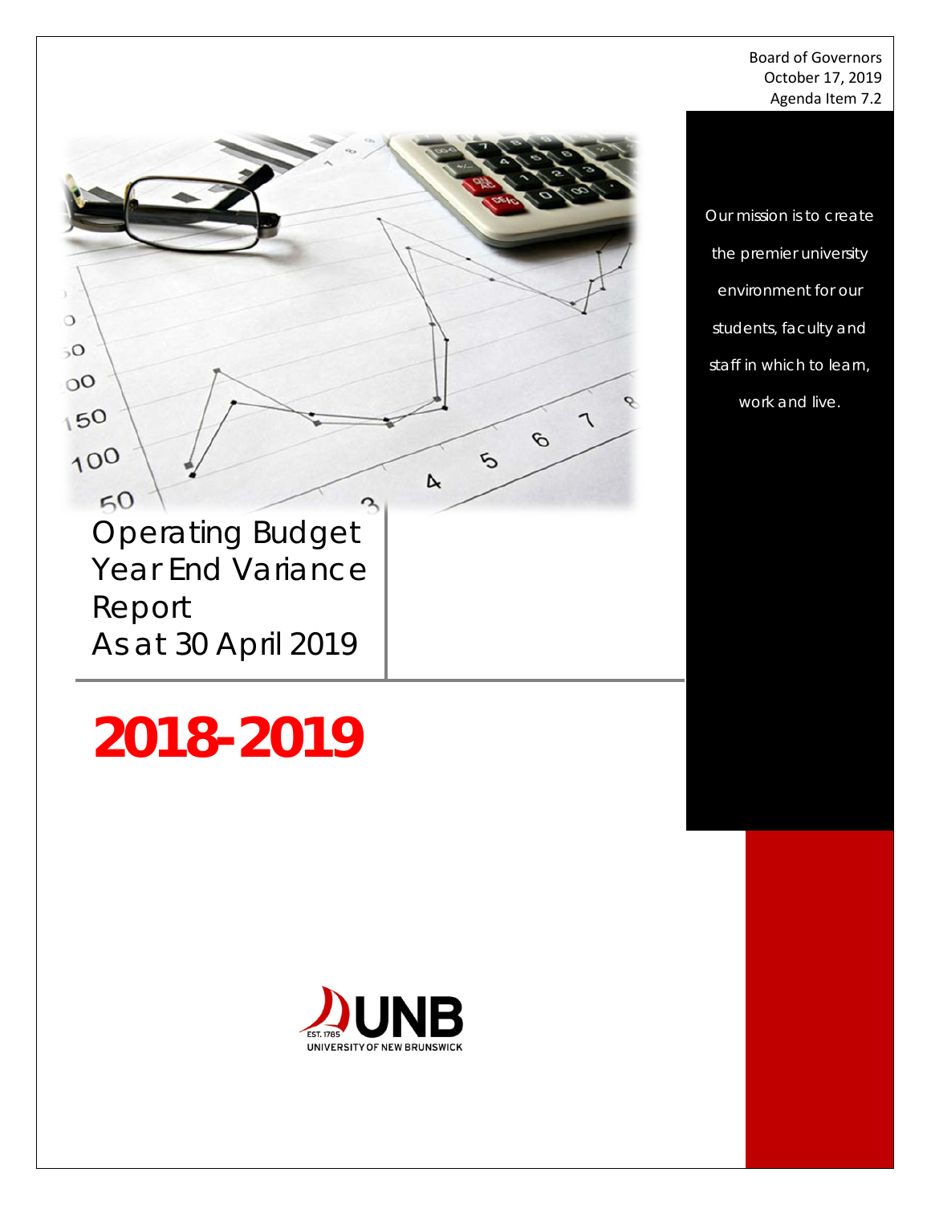Board of Governors
October 17, 2019
Agenda Item 7.2

Our mission is to create the premier university environment for our students, faculty and staff in which to learn, work and live.

# Operating Budget Year End Variance Report As at 30 April 2019

# 2018-2019

UNB
EST. 1785
UNIVERSITY OF NEW BRUNSWICK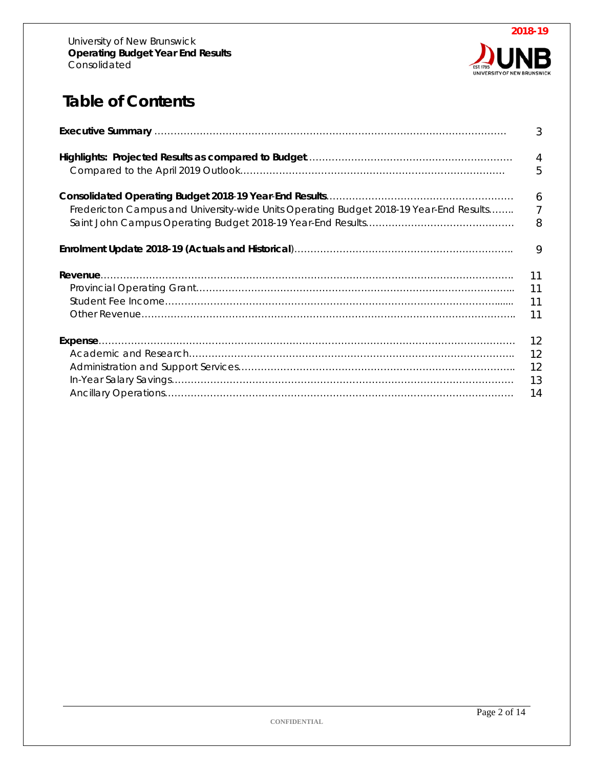# Table of Contents

| | |
|---|---|
| **Executive Summary** | 3 |
| **Highlights: Projected Results as compared to Budget** | 4 |
| Compared to the April 2019 Outlook | 5 |
| **Consolidated Operating Budget 2018-19 Year-End Results** | 6 |
| Fredericton Campus and University-wide Units Operating Budget 2018-19 Year-End Results | 7 |
| Saint John Campus Operating Budget 2018-19 Year-End Results | 8 |
| **Enrolment Update 2018-19 (Actuals and Historical**) | 9 |
| **Revenue** | 11 |
| Provincial Operating Grant | 11 |
| Student Fee Income | 11 |
| Other Revenue | 11 |
| **Expense** | 12 |
| Academic and Research | 12 |
| Administration and Support Services | 12 |
| In-Year Salary Savings | 13 |
| Ancillary Operations | 14 |

CONFIDENTIAL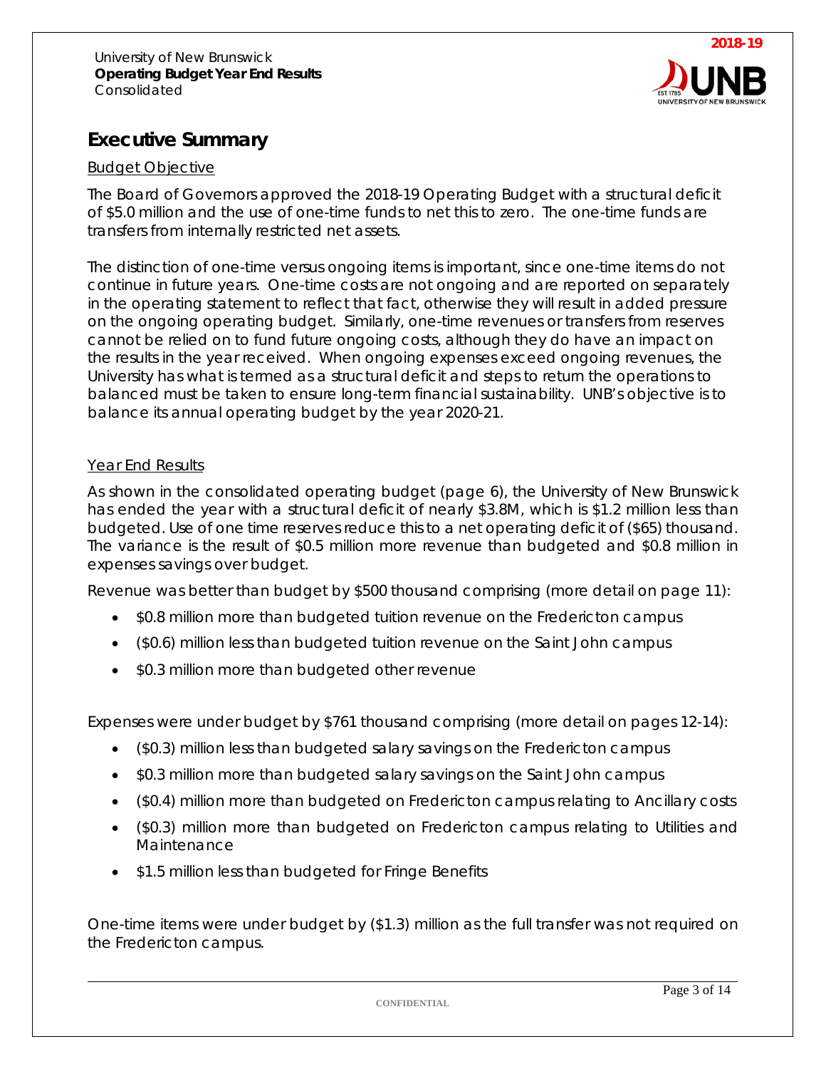University of New Brunswick
**Operating Budget Year End Results**
Consolidated

**2018-19**

# Executive Summary

## Budget Objective

The Board of Governors approved the 2018-19 Operating Budget with a structural deficit of $5.0 million and the use of one-time funds to net this to zero. The one-time funds are transfers from internally restricted net assets.

The distinction of one-time versus ongoing items is important, since one-time items do not continue in future years. One-time costs are not ongoing and are reported on separately in the operating statement to reflect that fact, otherwise they will result in added pressure on the ongoing operating budget. Similarly, one-time revenues or transfers from reserves cannot be relied on to fund future ongoing costs, although they do have an impact on the results in the year received. When ongoing expenses exceed ongoing revenues, the University has what is termed as a structural deficit and steps to return the operations to balanced must be taken to ensure long-term financial sustainability. UNB's objective is to balance its annual operating budget by the year 2020-21.

## Year End Results

As shown in the consolidated operating budget (page 6), the University of New Brunswick has ended the year with a structural deficit of nearly $3.8M, which is $1.2 million less than budgeted. Use of one time reserves reduce this to a net operating deficit of ($65) thousand. The variance is the result of $0.5 million more revenue than budgeted and $0.8 million in expenses savings over budget.

Revenue was better than budget by $500 thousand comprising (more detail on page 11):

- $0.8 million more than budgeted tuition revenue on the Fredericton campus
- ($0.6) million less than budgeted tuition revenue on the Saint John campus
- $0.3 million more than budgeted other revenue

Expenses were under budget by $761 thousand comprising (more detail on pages 12-14):

- ($0.3) million less than budgeted salary savings on the Fredericton campus
- $0.3 million more than budgeted salary savings on the Saint John campus
- ($0.4) million more than budgeted on Fredericton campus relating to Ancillary costs
- ($0.3) million more than budgeted on Fredericton campus relating to Utilities and Maintenance
- $1.5 million less than budgeted for Fringe Benefits

One-time items were under budget by ($1.3) million as the full transfer was not required on the Fredericton campus.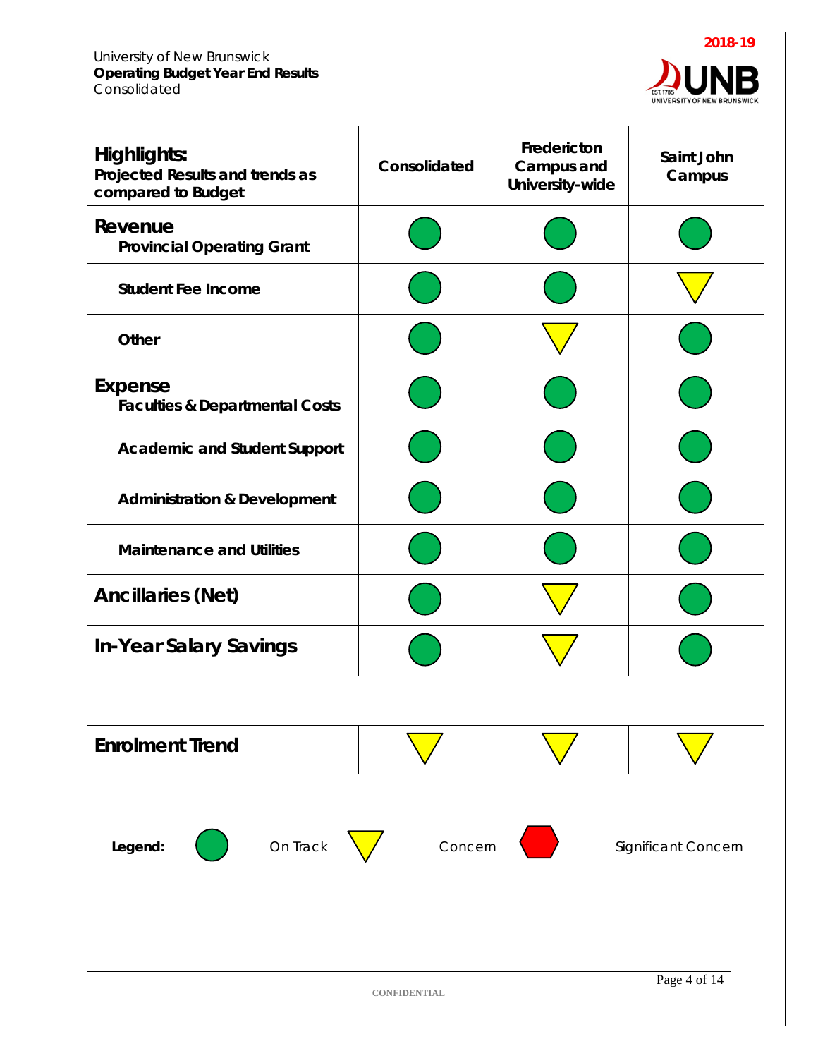University of New Brunswick
**Operating Budget Year End Results**
Consolidated

**2018-19**

| **Highlights:** Projected Results and trends as compared to Budget | Consolidated | Fredericton Campus and University-wide | Saint John Campus |
|---|---|---|---|
| **Revenue** – Provincial Operating Grant | On Track | On Track | On Track |
| Student Fee Income | On Track | On Track | Concern |
| Other | On Track | Concern | On Track |
| **Expense** – Faculties & Departmental Costs | On Track | On Track | On Track |
| Academic and Student Support | On Track | On Track | On Track |
| Administration & Development | On Track | On Track | On Track |
| Maintenance and Utilities | On Track | On Track | On Track |
| **Ancillaries (Net)** | On Track | Concern | On Track |
| **In-Year Salary Savings** | On Track | Concern | On Track |

| **Enrolment Trend** | Concern | Concern | Concern |
|---|---|---|---|

**Legend:** On Track (green circle) · Concern (yellow triangle) · Significant Concern (red hexagon)

CONFIDENTIAL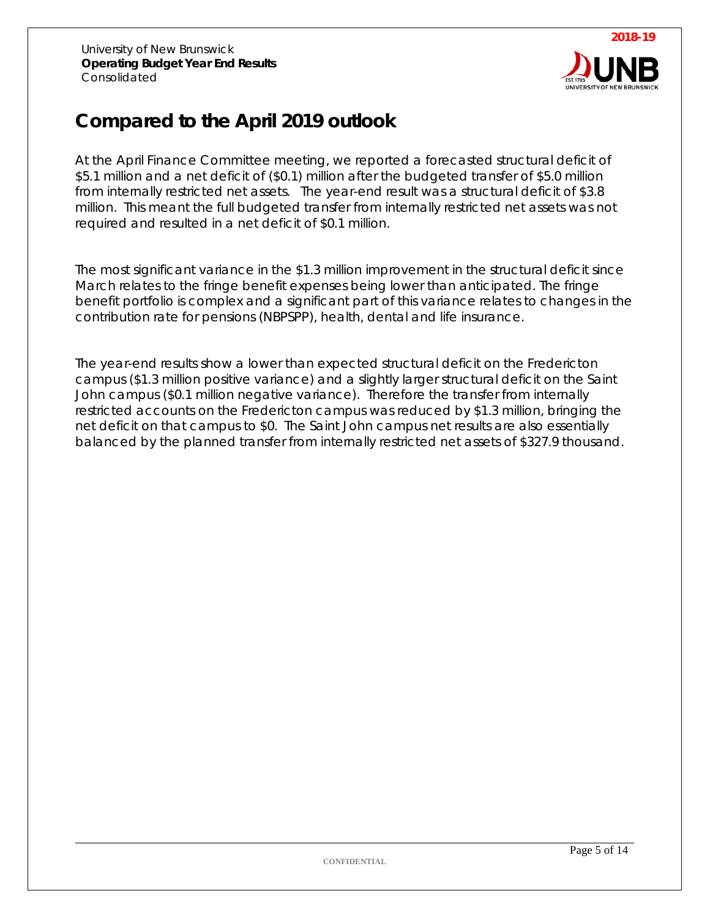# Compared to the April 2019 outlook

At the April Finance Committee meeting, we reported a forecasted structural deficit of $5.1 million and a net deficit of ($0.1) million after the budgeted transfer of $5.0 million from internally restricted net assets. The year-end result was a structural deficit of $3.8 million. This meant the full budgeted transfer from internally restricted net assets was not required and resulted in a net deficit of $0.1 million.

The most significant variance in the $1.3 million improvement in the structural deficit since March relates to the fringe benefit expenses being lower than anticipated. The fringe benefit portfolio is complex and a significant part of this variance relates to changes in the contribution rate for pensions (NBPSPP), health, dental and life insurance.

The year-end results show a lower than expected structural deficit on the Fredericton campus ($1.3 million positive variance) and a slightly larger structural deficit on the Saint John campus ($0.1 million negative variance). Therefore the transfer from internally restricted accounts on the Fredericton campus was reduced by $1.3 million, bringing the net deficit on that campus to $0. The Saint John campus net results are also essentially balanced by the planned transfer from internally restricted net assets of $327.9 thousand.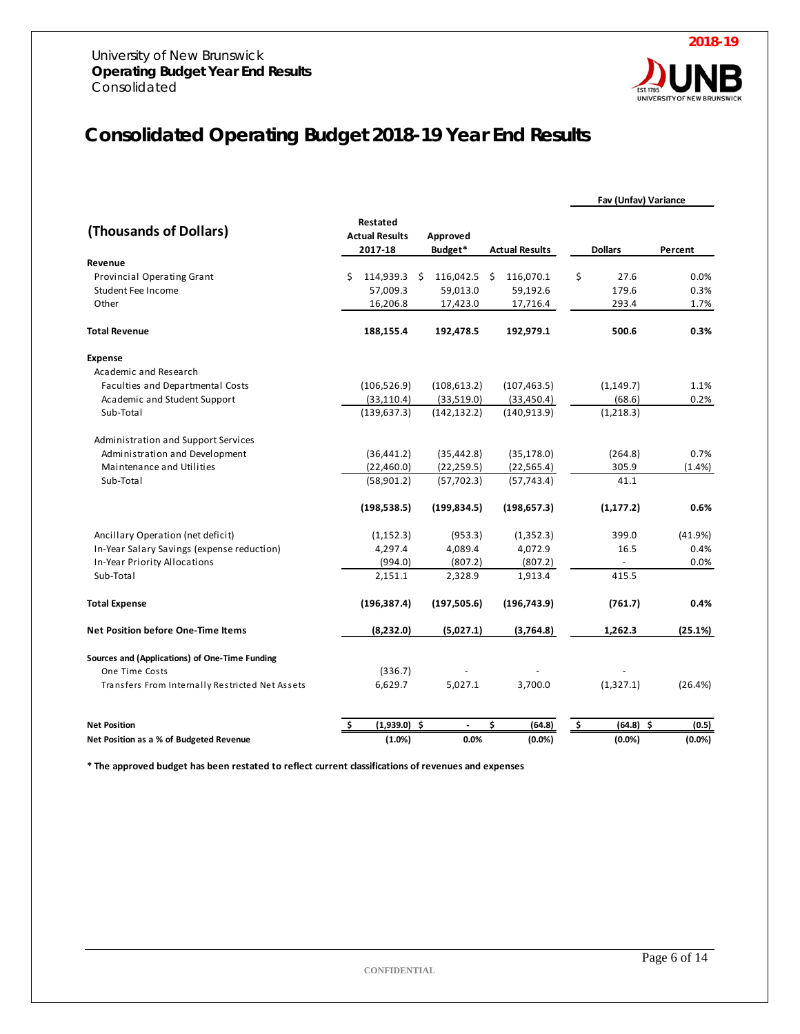University of New Brunswick
**Operating Budget Year End Results**
Consolidated

**2018-19**

# Consolidated Operating Budget 2018-19 Year End Results

| (Thousands of Dollars) | Restated Actual Results 2017-18 | Approved Budget* | Actual Results | Fav (Unfav) Variance Dollars | Fav (Unfav) Variance Percent |
|---|---|---|---|---|---|
| **Revenue** | | | | | |
| Provincial Operating Grant | $ 114,939.3 | $ 116,042.5 | $ 116,070.1 | $ 27.6 | 0.0% |
| Student Fee Income | 57,009.3 | 59,013.0 | 59,192.6 | 179.6 | 0.3% |
| Other | 16,206.8 | 17,423.0 | 17,716.4 | 293.4 | 1.7% |
| **Total Revenue** | **188,155.4** | **192,478.5** | **192,979.1** | **500.6** | **0.3%** |
| **Expense** | | | | | |
| Academic and Research | | | | | |
| Faculties and Departmental Costs | (106,526.9) | (108,613.2) | (107,463.5) | (1,149.7) | 1.1% |
| Academic and Student Support | (33,110.4) | (33,519.0) | (33,450.4) | (68.6) | 0.2% |
| Sub-Total | (139,637.3) | (142,132.2) | (140,913.9) | (1,218.3) | |
| Administration and Support Services | | | | | |
| Administration and Development | (36,441.2) | (35,442.8) | (35,178.0) | (264.8) | 0.7% |
| Maintenance and Utilities | (22,460.0) | (22,259.5) | (22,565.4) | 305.9 | (1.4%) |
| Sub-Total | (58,901.2) | (57,702.3) | (57,743.4) | 41.1 | |
| | **(198,538.5)** | **(199,834.5)** | **(198,657.3)** | **(1,177.2)** | **0.6%** |
| Ancillary Operation (net deficit) | (1,152.3) | (953.3) | (1,352.3) | 399.0 | (41.9%) |
| In-Year Salary Savings (expense reduction) | 4,297.4 | 4,089.4 | 4,072.9 | 16.5 | 0.4% |
| In-Year Priority Allocations | (994.0) | (807.2) | (807.2) | - | 0.0% |
| Sub-Total | 2,151.1 | 2,328.9 | 1,913.4 | 415.5 | |
| **Total Expense** | **(196,387.4)** | **(197,505.6)** | **(196,743.9)** | **(761.7)** | **0.4%** |
| **Net Position before One-Time Items** | **(8,232.0)** | **(5,027.1)** | **(3,764.8)** | **1,262.3** | **(25.1%)** |
| **Sources and (Applications) of One-Time Funding** | | | | | |
| One Time Costs | (336.7) | - | - | - | |
| Transfers From Internally Restricted Net Assets | 6,629.7 | 5,027.1 | 3,700.0 | (1,327.1) | (26.4%) |
| **Net Position** | **$ (1,939.0)** | **$ -** | **$ (64.8)** | **$ (64.8)** | **$ (0.5)** |
| **Net Position as a % of Budgeted Revenue** | **(1.0%)** | **0.0%** | **(0.0%)** | **(0.0%)** | **(0.0%)** |

**\* The approved budget has been restated to reflect current classifications of revenues and expenses**

CONFIDENTIAL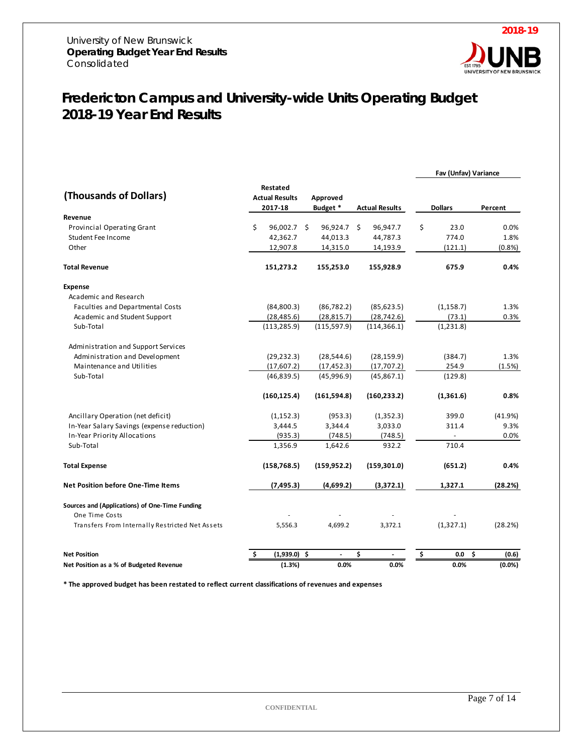University of New Brunswick
**Operating Budget Year End Results**
Consolidated

**2018-19**

# Fredericton Campus and University-wide Units Operating Budget 2018-19 Year End Results

| (Thousands of Dollars) | Restated Actual Results 2017-18 | Approved Budget * | Actual Results | Fav (Unfav) Variance Dollars | Fav (Unfav) Variance Percent |
|---|---|---|---|---|---|
| **Revenue** | | | | | |
| Provincial Operating Grant | $ 96,002.7 | $ 96,924.7 | $ 96,947.7 | $ 23.0 | 0.0% |
| Student Fee Income | 42,362.7 | 44,013.3 | 44,787.3 | 774.0 | 1.8% |
| Other | 12,907.8 | 14,315.0 | 14,193.9 | (121.1) | (0.8%) |
| **Total Revenue** | **151,273.2** | **155,253.0** | **155,928.9** | **675.9** | **0.4%** |
| **Expense** | | | | | |
| Academic and Research | | | | | |
| Faculties and Departmental Costs | (84,800.3) | (86,782.2) | (85,623.5) | (1,158.7) | 1.3% |
| Academic and Student Support | (28,485.6) | (28,815.7) | (28,742.6) | (73.1) | 0.3% |
| Sub-Total | (113,285.9) | (115,597.9) | (114,366.1) | (1,231.8) | |
| Administration and Support Services | | | | | |
| Administration and Development | (29,232.3) | (28,544.6) | (28,159.9) | (384.7) | 1.3% |
| Maintenance and Utilities | (17,607.2) | (17,452.3) | (17,707.2) | 254.9 | (1.5%) |
| Sub-Total | (46,839.5) | (45,996.9) | (45,867.1) | (129.8) | |
| | **(160,125.4)** | **(161,594.8)** | **(160,233.2)** | **(1,361.6)** | **0.8%** |
| Ancillary Operation (net deficit) | (1,152.3) | (953.3) | (1,352.3) | 399.0 | (41.9%) |
| In-Year Salary Savings (expense reduction) | 3,444.5 | 3,344.4 | 3,033.0 | 311.4 | 9.3% |
| In-Year Priority Allocations | (935.3) | (748.5) | (748.5) | - | 0.0% |
| Sub-Total | 1,356.9 | 1,642.6 | 932.2 | 710.4 | |
| **Total Expense** | **(158,768.5)** | **(159,952.2)** | **(159,301.0)** | **(651.2)** | **0.4%** |
| **Net Position before One-Time Items** | **(7,495.3)** | **(4,699.2)** | **(3,372.1)** | **1,327.1** | **(28.2%)** |
| **Sources and (Applications) of One-Time Funding** | | | | | |
| One Time Costs | - | - | - | - | |
| Transfers From Internally Restricted Net Assets | 5,556.3 | 4,699.2 | 3,372.1 | (1,327.1) | (28.2%) |
| **Net Position** | **$ (1,939.0)** | **$ -** | **$ -** | **$ 0.0** | **$ (0.6)** |
| **Net Position as a % of Budgeted Revenue** | **(1.3%)** | **0.0%** | **0.0%** | **0.0%** | **(0.0%)** |

**\* The approved budget has been restated to reflect current classifications of revenues and expenses**

CONFIDENTIAL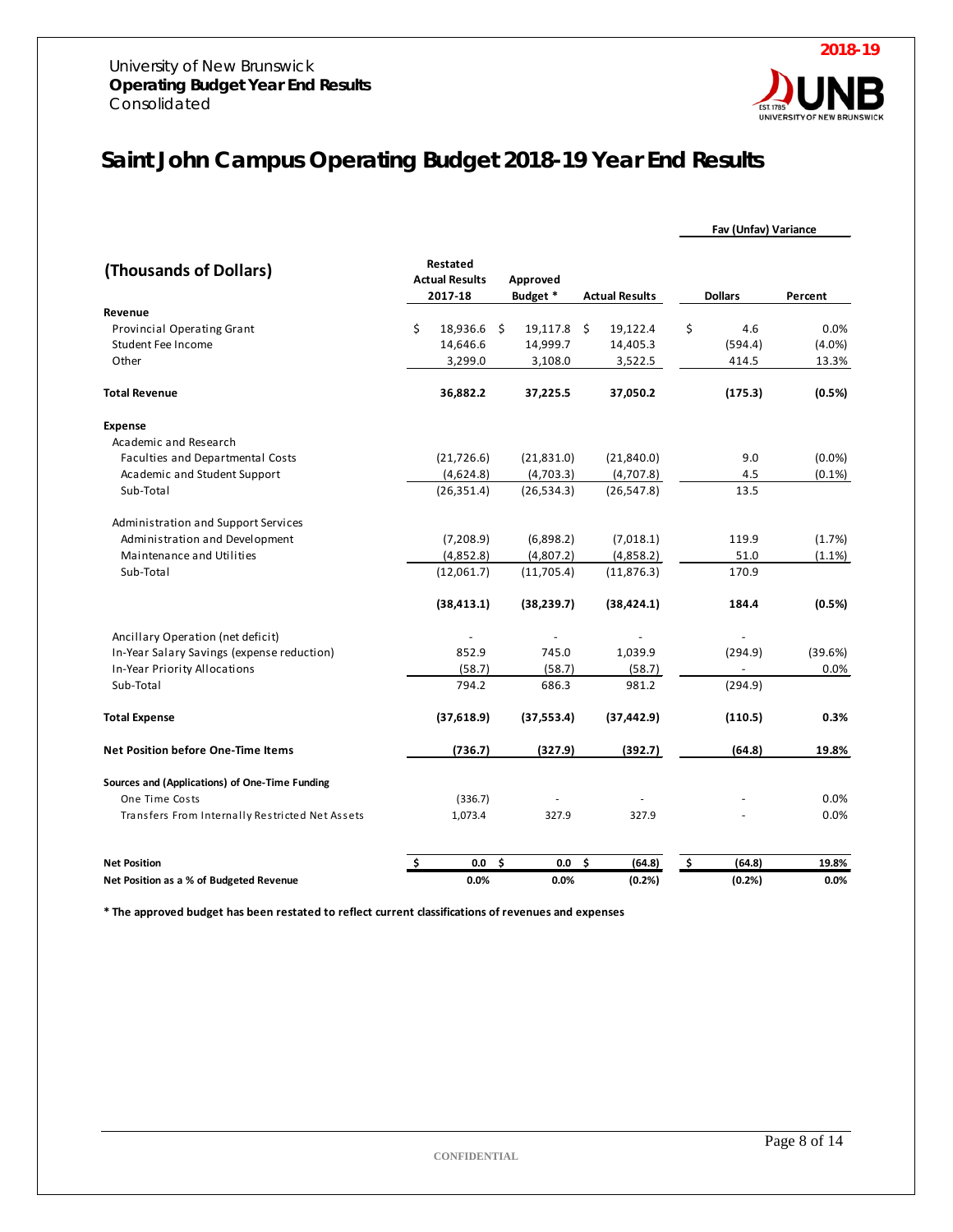University of New Brunswick
**Operating Budget Year End Results**
Consolidated

**2018-19**

# Saint John Campus Operating Budget 2018-19 Year End Results

| (Thousands of Dollars) | Restated Actual Results 2017-18 | Approved Budget * | Actual Results | Fav (Unfav) Variance Dollars | Fav (Unfav) Variance Percent |
|---|---|---|---|---|---|
| **Revenue** | | | | | |
| Provincial Operating Grant | $ 18,936.6 | $ 19,117.8 | $ 19,122.4 | $ 4.6 | 0.0% |
| Student Fee Income | 14,646.6 | 14,999.7 | 14,405.3 | (594.4) | (4.0%) |
| Other | 3,299.0 | 3,108.0 | 3,522.5 | 414.5 | 13.3% |
| **Total Revenue** | **36,882.2** | **37,225.5** | **37,050.2** | **(175.3)** | **(0.5%)** |
| **Expense** | | | | | |
| Academic and Research | | | | | |
| Faculties and Departmental Costs | (21,726.6) | (21,831.0) | (21,840.0) | 9.0 | (0.0%) |
| Academic and Student Support | (4,624.8) | (4,703.3) | (4,707.8) | 4.5 | (0.1%) |
| Sub-Total | (26,351.4) | (26,534.3) | (26,547.8) | 13.5 | |
| Administration and Support Services | | | | | |
| Administration and Development | (7,208.9) | (6,898.2) | (7,018.1) | 119.9 | (1.7%) |
| Maintenance and Utilities | (4,852.8) | (4,807.2) | (4,858.2) | 51.0 | (1.1%) |
| Sub-Total | (12,061.7) | (11,705.4) | (11,876.3) | 170.9 | |
| | **(38,413.1)** | **(38,239.7)** | **(38,424.1)** | **184.4** | **(0.5%)** |
| Ancillary Operation (net deficit) | - | - | - | - | |
| In-Year Salary Savings (expense reduction) | 852.9 | 745.0 | 1,039.9 | (294.9) | (39.6%) |
| In-Year Priority Allocations | (58.7) | (58.7) | (58.7) | - | 0.0% |
| Sub-Total | 794.2 | 686.3 | 981.2 | (294.9) | |
| **Total Expense** | **(37,618.9)** | **(37,553.4)** | **(37,442.9)** | **(110.5)** | **0.3%** |
| **Net Position before One-Time Items** | **(736.7)** | **(327.9)** | **(392.7)** | **(64.8)** | **19.8%** |
| **Sources and (Applications) of One-Time Funding** | | | | | |
| One Time Costs | (336.7) | - | - | - | 0.0% |
| Transfers From Internally Restricted Net Assets | 1,073.4 | 327.9 | 327.9 | - | 0.0% |
| **Net Position** | **$ 0.0** | **$ 0.0** | **$ (64.8)** | **$ (64.8)** | **19.8%** |
| **Net Position as a % of Budgeted Revenue** | **0.0%** | **0.0%** | **(0.2%)** | **(0.2%)** | **0.0%** |

**\* The approved budget has been restated to reflect current classifications of revenues and expenses**

CONFIDENTIAL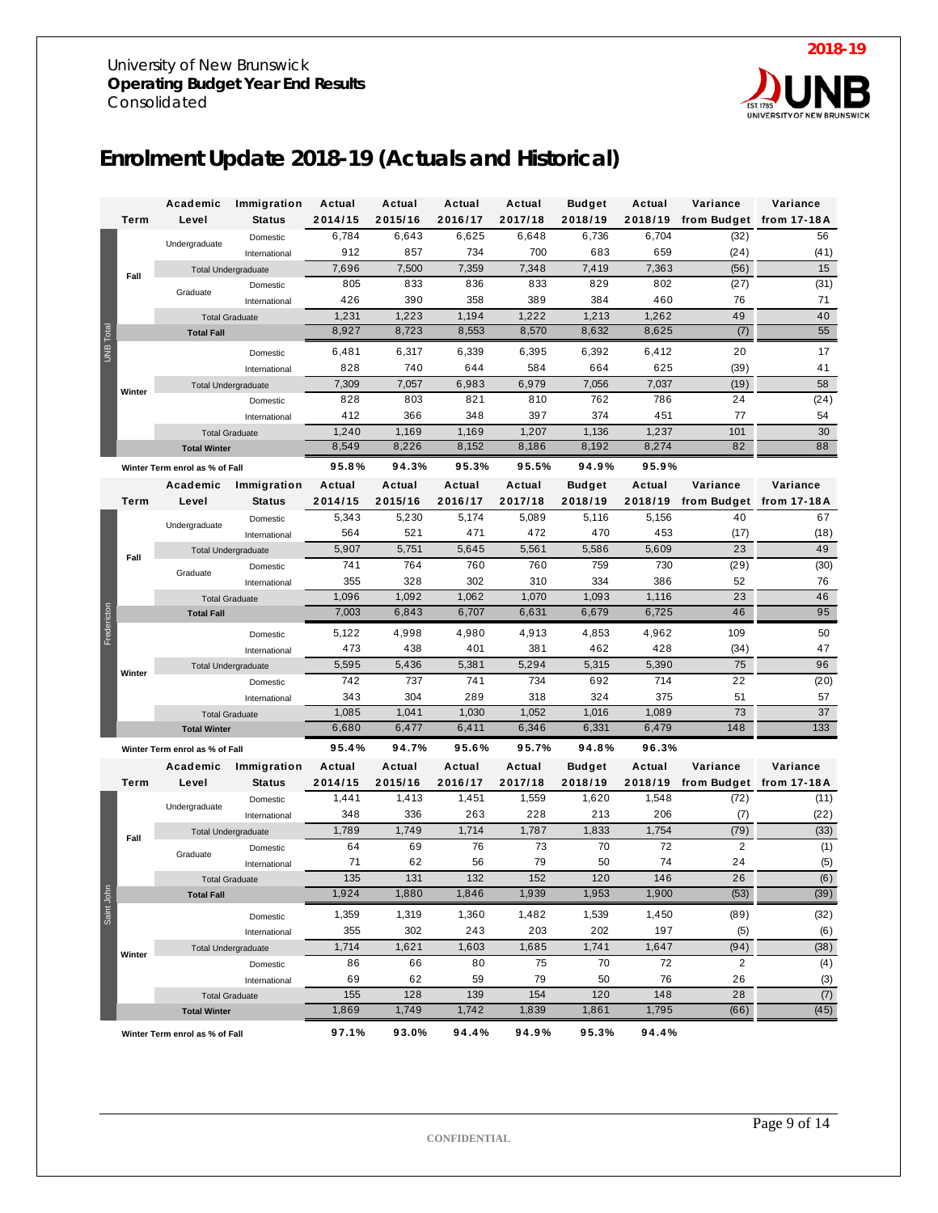University of New Brunswick
**Operating Budget Year End Results**
Consolidated

**2018-19**

# Enrolment Update 2018-19 (Actuals and Historical)

## UNB Total

| Term | Academic Level | Immigration Status | Actual 2014/15 | Actual 2015/16 | Actual 2016/17 | Actual 2017/18 | Budget 2018/19 | Actual 2018/19 | Variance from Budget | Variance from 17-18A |
|---|---|---|---|---|---|---|---|---|---|---|
| Fall | Undergraduate | Domestic | 6,784 | 6,643 | 6,625 | 6,648 | 6,736 | 6,704 | (32) | 56 |
| | | International | 912 | 857 | 734 | 700 | 683 | 659 | (24) | (41) |
| | Total Undergraduate | | 7,696 | 7,500 | 7,359 | 7,348 | 7,419 | 7,363 | (56) | 15 |
| | Graduate | Domestic | 805 | 833 | 836 | 833 | 829 | 802 | (27) | (31) |
| | | International | 426 | 390 | 358 | 389 | 384 | 460 | 76 | 71 |
| | Total Graduate | | 1,231 | 1,223 | 1,194 | 1,222 | 1,213 | 1,262 | 49 | 40 |
| | Total Fall | | 8,927 | 8,723 | 8,553 | 8,570 | 8,632 | 8,625 | (7) | 55 |
| Winter | | Domestic | 6,481 | 6,317 | 6,339 | 6,395 | 6,392 | 6,412 | 20 | 17 |
| | | International | 828 | 740 | 644 | 584 | 664 | 625 | (39) | 41 |
| | Total Undergraduate | | 7,309 | 7,057 | 6,983 | 6,979 | 7,056 | 7,037 | (19) | 58 |
| | | Domestic | 828 | 803 | 821 | 810 | 762 | 786 | 24 | (24) |
| | | International | 412 | 366 | 348 | 397 | 374 | 451 | 77 | 54 |
| | Total Graduate | | 1,240 | 1,169 | 1,169 | 1,207 | 1,136 | 1,237 | 101 | 30 |
| | Total Winter | | 8,549 | 8,226 | 8,152 | 8,186 | 8,192 | 8,274 | 82 | 88 |
| Winter Term enrol as % of Fall | | | 95.8% | 94.3% | 95.3% | 95.5% | 94.9% | 95.9% | | |

## Fredericton

| Term | Academic Level | Immigration Status | Actual 2014/15 | Actual 2015/16 | Actual 2016/17 | Actual 2017/18 | Budget 2018/19 | Actual 2018/19 | Variance from Budget | Variance from 17-18A |
|---|---|---|---|---|---|---|---|---|---|---|
| Fall | Undergraduate | Domestic | 5,343 | 5,230 | 5,174 | 5,089 | 5,116 | 5,156 | 40 | 67 |
| | | International | 564 | 521 | 471 | 472 | 470 | 453 | (17) | (18) |
| | Total Undergraduate | | 5,907 | 5,751 | 5,645 | 5,561 | 5,586 | 5,609 | 23 | 49 |
| | Graduate | Domestic | 741 | 764 | 760 | 760 | 759 | 730 | (29) | (30) |
| | | International | 355 | 328 | 302 | 310 | 334 | 386 | 52 | 76 |
| | Total Graduate | | 1,096 | 1,092 | 1,062 | 1,070 | 1,093 | 1,116 | 23 | 46 |
| | Total Fall | | 7,003 | 6,843 | 6,707 | 6,631 | 6,679 | 6,725 | 46 | 95 |
| Winter | | Domestic | 5,122 | 4,998 | 4,980 | 4,913 | 4,853 | 4,962 | 109 | 50 |
| | | International | 473 | 438 | 401 | 381 | 462 | 428 | (34) | 47 |
| | Total Undergraduate | | 5,595 | 5,436 | 5,381 | 5,294 | 5,315 | 5,390 | 75 | 96 |
| | | Domestic | 742 | 737 | 741 | 734 | 692 | 714 | 22 | (20) |
| | | International | 343 | 304 | 289 | 318 | 324 | 375 | 51 | 57 |
| | Total Graduate | | 1,085 | 1,041 | 1,030 | 1,052 | 1,016 | 1,089 | 73 | 37 |
| | Total Winter | | 6,680 | 6,477 | 6,411 | 6,346 | 6,331 | 6,479 | 148 | 133 |
| Winter Term enrol as % of Fall | | | 95.4% | 94.7% | 95.6% | 95.7% | 94.8% | 96.3% | | |

## Saint John

| Term | Academic Level | Immigration Status | Actual 2014/15 | Actual 2015/16 | Actual 2016/17 | Actual 2017/18 | Budget 2018/19 | Actual 2018/19 | Variance from Budget | Variance from 17-18A |
|---|---|---|---|---|---|---|---|---|---|---|
| Fall | Undergraduate | Domestic | 1,441 | 1,413 | 1,451 | 1,559 | 1,620 | 1,548 | (72) | (11) |
| | | International | 348 | 336 | 263 | 228 | 213 | 206 | (7) | (22) |
| | Total Undergraduate | | 1,789 | 1,749 | 1,714 | 1,787 | 1,833 | 1,754 | (79) | (33) |
| | Graduate | Domestic | 64 | 69 | 76 | 73 | 70 | 72 | 2 | (1) |
| | | International | 71 | 62 | 56 | 79 | 50 | 74 | 24 | (5) |
| | Total Graduate | | 135 | 131 | 132 | 152 | 120 | 146 | 26 | (6) |
| | Total Fall | | 1,924 | 1,880 | 1,846 | 1,939 | 1,953 | 1,900 | (53) | (39) |
| Winter | | Domestic | 1,359 | 1,319 | 1,360 | 1,482 | 1,539 | 1,450 | (89) | (32) |
| | | International | 355 | 302 | 243 | 203 | 202 | 197 | (5) | (6) |
| | Total Undergraduate | | 1,714 | 1,621 | 1,603 | 1,685 | 1,741 | 1,647 | (94) | (38) |
| | | Domestic | 86 | 66 | 80 | 75 | 70 | 72 | 2 | (4) |
| | | International | 69 | 62 | 59 | 79 | 50 | 76 | 26 | (3) |
| | Total Graduate | | 155 | 128 | 139 | 154 | 120 | 148 | 28 | (7) |
| | Total Winter | | 1,869 | 1,749 | 1,742 | 1,839 | 1,861 | 1,795 | (66) | (45) |
| Winter Term enrol as % of Fall | | | 97.1% | 93.0% | 94.4% | 94.9% | 95.3% | 94.4% | | |

CONFIDENTIAL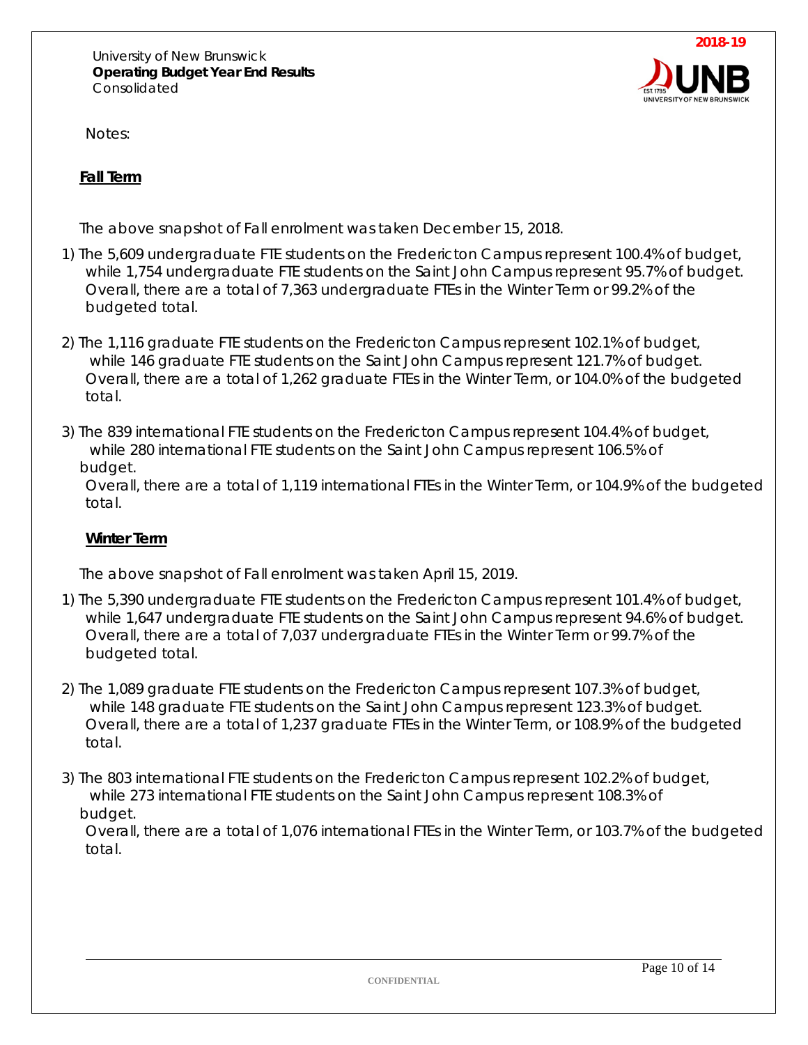University of New Brunswick
**Operating Budget Year End Results**
Consolidated

**2018-19**

Notes:

**Fall Term**

The above snapshot of Fall enrolment was taken December 15, 2018.

1) The 5,609 undergraduate FTE students on the Fredericton Campus represent 100.4% of budget, while 1,754 undergraduate FTE students on the Saint John Campus represent 95.7% of budget. Overall, there are a total of 7,363 undergraduate FTEs in the Winter Term or 99.2% of the budgeted total.

2) The 1,116 graduate FTE students on the Fredericton Campus represent 102.1% of budget, while 146 graduate FTE students on the Saint John Campus represent 121.7% of budget. Overall, there are a total of 1,262 graduate FTEs in the Winter Term, or 104.0% of the budgeted total.

3) The 839 international FTE students on the Fredericton Campus represent 104.4% of budget, while 280 international FTE students on the Saint John Campus represent 106.5% of budget.
Overall, there are a total of 1,119 international FTEs in the Winter Term, or 104.9% of the budgeted total.

**Winter Term**

The above snapshot of Fall enrolment was taken April 15, 2019.

1) The 5,390 undergraduate FTE students on the Fredericton Campus represent 101.4% of budget, while 1,647 undergraduate FTE students on the Saint John Campus represent 94.6% of budget. Overall, there are a total of 7,037 undergraduate FTEs in the Winter Term or 99.7% of the budgeted total.

2) The 1,089 graduate FTE students on the Fredericton Campus represent 107.3% of budget, while 148 graduate FTE students on the Saint John Campus represent 123.3% of budget. Overall, there are a total of 1,237 graduate FTEs in the Winter Term, or 108.9% of the budgeted total.

3) The 803 international FTE students on the Fredericton Campus represent 102.2% of budget, while 273 international FTE students on the Saint John Campus represent 108.3% of budget.
Overall, there are a total of 1,076 international FTEs in the Winter Term, or 103.7% of the budgeted total.

CONFIDENTIAL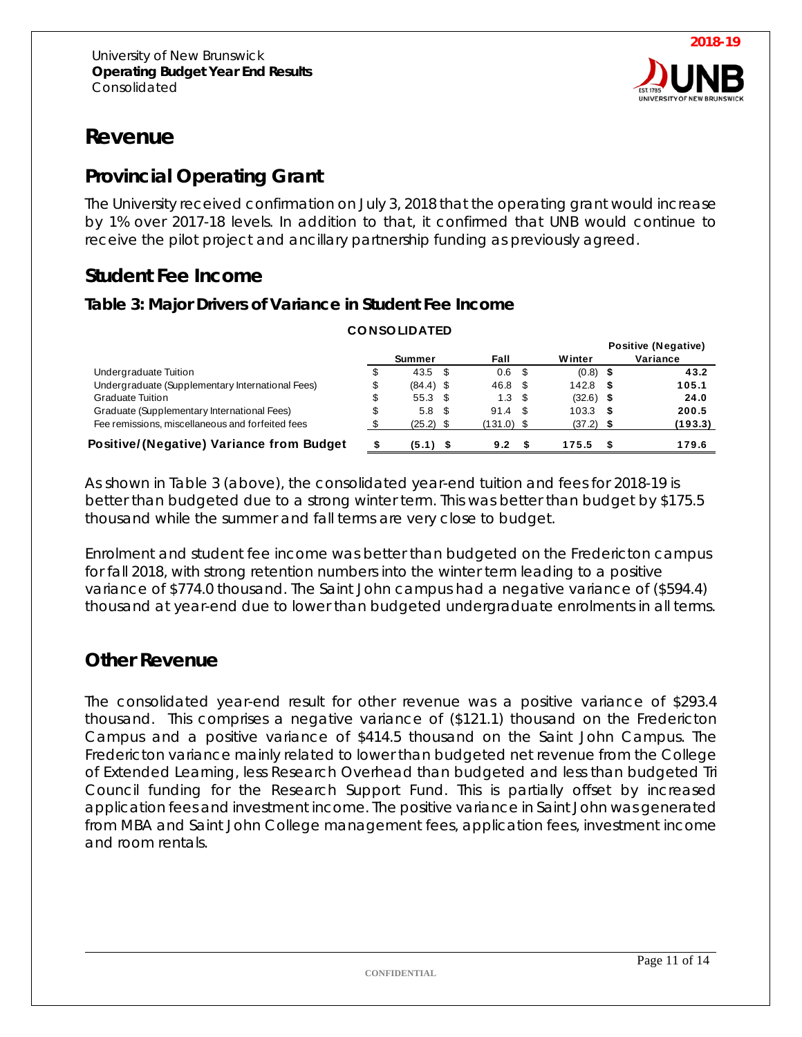# Revenue

## Provincial Operating Grant

The University received confirmation on July 3, 2018 that the operating grant would increase by 1% over 2017-18 levels. In addition to that, it confirmed that UNB would continue to receive the pilot project and ancillary partnership funding as previously agreed.

## Student Fee Income

### Table 3: Major Drivers of Variance in Student Fee Income

**CONSOLIDATED**

| | Summer | Fall | Winter | Positive (Negative) Variance |
|---|---|---|---|---|
| Undergraduate Tuition | $ 43.5 | $ 0.6 | $ (0.8) | **$ 43.2** |
| Undergraduate (Supplementary International Fees) | $ (84.4) | $ 46.8 | $ 142.8 | **$ 105.1** |
| Graduate Tuition | $ 55.3 | $ 1.3 | $ (32.6) | **$ 24.0** |
| Graduate (Supplementary International Fees) | $ 5.8 | $ 91.4 | $ 103.3 | **$ 200.5** |
| Fee remissions, miscellaneous and forfeited fees | $ (25.2) | $ (131.0) | $ (37.2) | **$ (193.3)** |
| **Positive/(Negative) Variance from Budget** | **$ (5.1)** | **$ 9.2** | **$ 175.5** | **$ 179.6** |

As shown in Table 3 (above), the consolidated year-end tuition and fees for 2018-19 is better than budgeted due to a strong winter term. This was better than budget by $175.5 thousand while the summer and fall terms are very close to budget.

Enrolment and student fee income was better than budgeted on the Fredericton campus for fall 2018, with strong retention numbers into the winter term leading to a positive variance of $774.0 thousand. The Saint John campus had a negative variance of ($594.4) thousand at year-end due to lower than budgeted undergraduate enrolments in all terms.

## Other Revenue

The consolidated year-end result for other revenue was a positive variance of $293.4 thousand. This comprises a negative variance of ($121.1) thousand on the Fredericton Campus and a positive variance of $414.5 thousand on the Saint John Campus. The Fredericton variance mainly related to lower than budgeted net revenue from the College of Extended Learning, less Research Overhead than budgeted and less than budgeted Tri Council funding for the Research Support Fund. This is partially offset by increased application fees and investment income. The positive variance in Saint John was generated from MBA and Saint John College management fees, application fees, investment income and room rentals.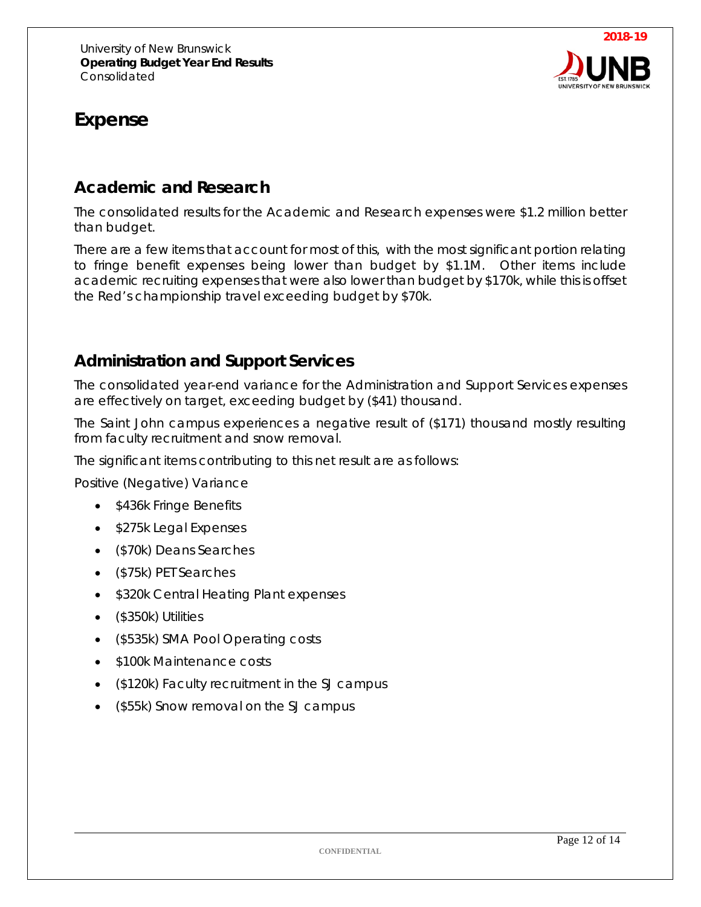# Expense

## Academic and Research

The consolidated results for the Academic and Research expenses were $1.2 million better than budget.

There are a few items that account for most of this, with the most significant portion relating to fringe benefit expenses being lower than budget by $1.1M. Other items include academic recruiting expenses that were also lower than budget by $170k, while this is offset the Red's championship travel exceeding budget by $70k.

## Administration and Support Services

The consolidated year-end variance for the Administration and Support Services expenses are effectively on target, exceeding budget by ($41) thousand.

The Saint John campus experiences a negative result of ($171) thousand mostly resulting from faculty recruitment and snow removal.

The significant items contributing to this net result are as follows:

Positive (Negative) Variance

- $436k Fringe Benefits
- $275k Legal Expenses
- ($70k) Deans Searches
- ($75k) PET Searches
- $320k Central Heating Plant expenses
- ($350k) Utilities
- ($535k) SMA Pool Operating costs
- $100k Maintenance costs
- ($120k) Faculty recruitment in the SJ campus
- ($55k) Snow removal on the SJ campus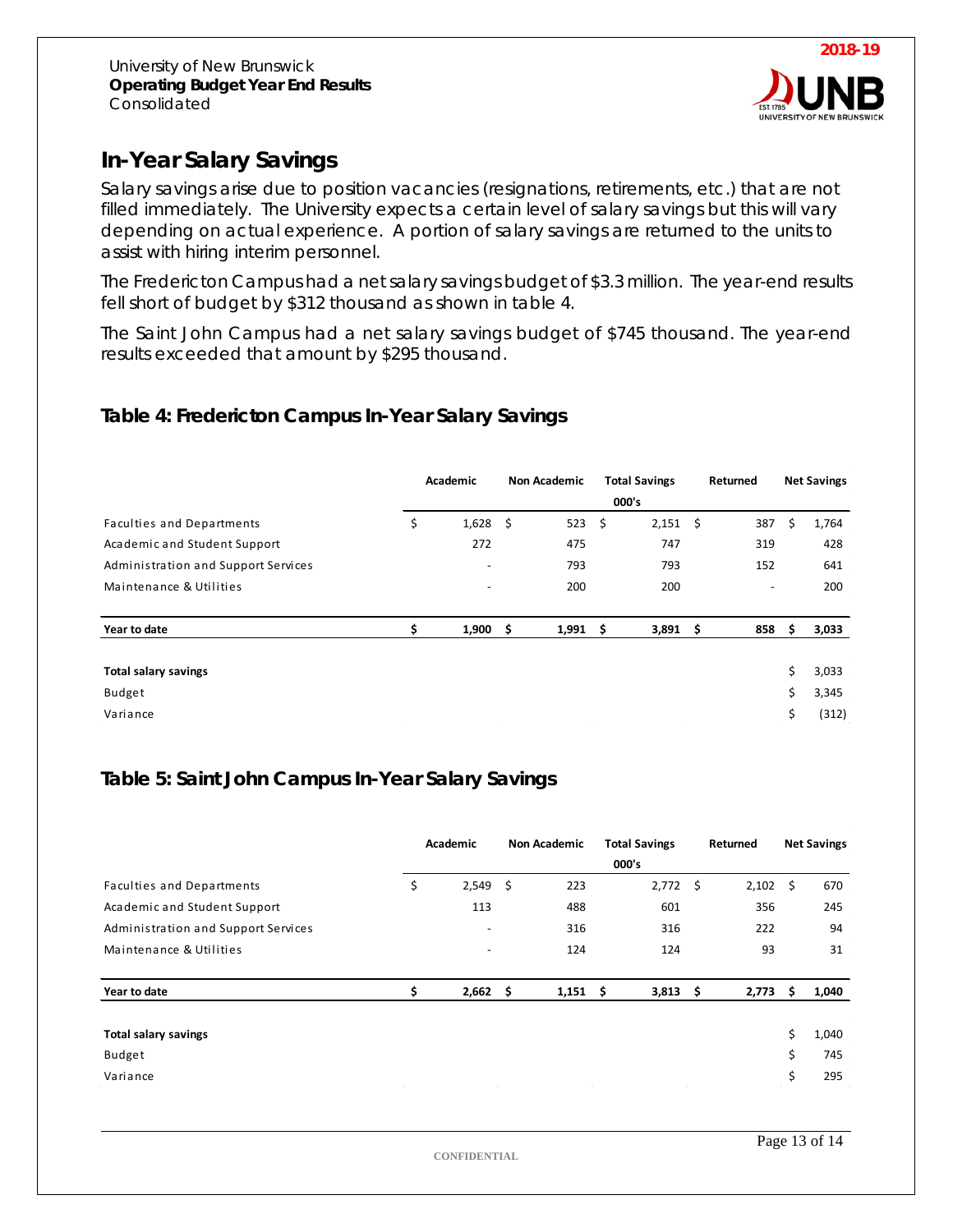University of New Brunswick
**Operating Budget Year End Results**
Consolidated

**2018-19**

## In-Year Salary Savings

Salary savings arise due to position vacancies (resignations, retirements, etc.) that are not filled immediately. The University expects a certain level of salary savings but this will vary depending on actual experience. A portion of salary savings are returned to the units to assist with hiring interim personnel.

The Fredericton Campus had a net salary savings budget of $3.3 million. The year-end results fell short of budget by $312 thousand as shown in table 4.

The Saint John Campus had a net salary savings budget of $745 thousand. The year-end results exceeded that amount by $295 thousand.

### Table 4: Fredericton Campus In-Year Salary Savings

| | Academic | Non Academic | Total Savings 000's | Returned | Net Savings |
|---|---|---|---|---|---|
| Faculties and Departments | $ 1,628 | $ 523 | $ 2,151 | $ 387 | $ 1,764 |
| Academic and Student Support | 272 | 475 | 747 | 319 | 428 |
| Administration and Support Services | - | 793 | 793 | 152 | 641 |
| Maintenance & Utilities | - | 200 | 200 | - | 200 |
| **Year to date** | **$ 1,900** | **$ 1,991** | **$ 3,891** | **$ 858** | **$ 3,033** |
| | | | | | |
| **Total salary savings** | | | | | $ 3,033 |
| Budget | | | | | $ 3,345 |
| Variance | | | | | $ (312) |

### Table 5: Saint John Campus In-Year Salary Savings

| | Academic | Non Academic | Total Savings 000's | Returned | Net Savings |
|---|---|---|---|---|---|
| Faculties and Departments | $ 2,549 | $ 223 | 2,772 | $ 2,102 | $ 670 |
| Academic and Student Support | 113 | 488 | 601 | 356 | 245 |
| Administration and Support Services | - | 316 | 316 | 222 | 94 |
| Maintenance & Utilities | - | 124 | 124 | 93 | 31 |
| **Year to date** | **$ 2,662** | **$ 1,151** | **$ 3,813** | **$ 2,773** | **$ 1,040** |
| | | | | | |
| **Total salary savings** | | | | | $ 1,040 |
| Budget | | | | | $ 745 |
| Variance | | | | | $ 295 |

CONFIDENTIAL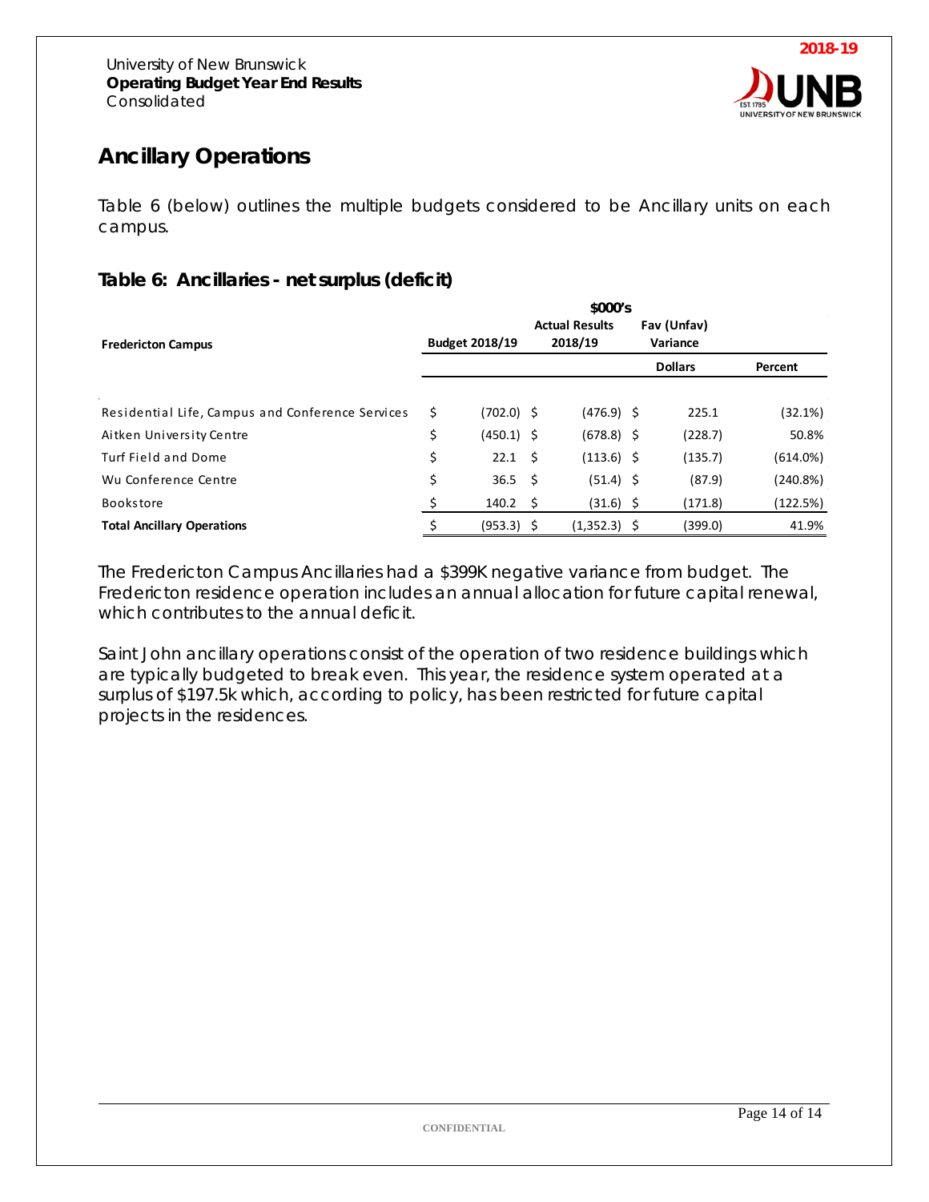## Ancillary Operations

Table 6 (below) outlines the multiple budgets considered to be Ancillary units on each campus.

### Table 6: Ancillaries - net surplus (deficit)

| | $000's | | | |
|---|---|---|---|---|
| **Fredericton Campus** | **Budget 2018/19** | **Actual Results 2018/19** | **Fav (Unfav) Variance** | |
| | | | **Dollars** | **Percent** |
| Residential Life, Campus and Conference Services | $ (702.0) | $ (476.9) | $ 225.1 | (32.1%) |
| Aitken University Centre | $ (450.1) | $ (678.8) | $ (228.7) | 50.8% |
| Turf Field and Dome | $ 22.1 | $ (113.6) | $ (135.7) | (614.0%) |
| Wu Conference Centre | $ 36.5 | $ (51.4) | $ (87.9) | (240.8%) |
| Bookstore | $ 140.2 | $ (31.6) | $ (171.8) | (122.5%) |
| **Total Ancillary Operations** | $ (953.3) | $ (1,352.3) | $ (399.0) | 41.9% |

The Fredericton Campus Ancillaries had a $399K negative variance from budget. The Fredericton residence operation includes an annual allocation for future capital renewal, which contributes to the annual deficit.

Saint John ancillary operations consist of the operation of two residence buildings which are typically budgeted to break even. This year, the residence system operated at a surplus of $197.5k which, according to policy, has been restricted for future capital projects in the residences.